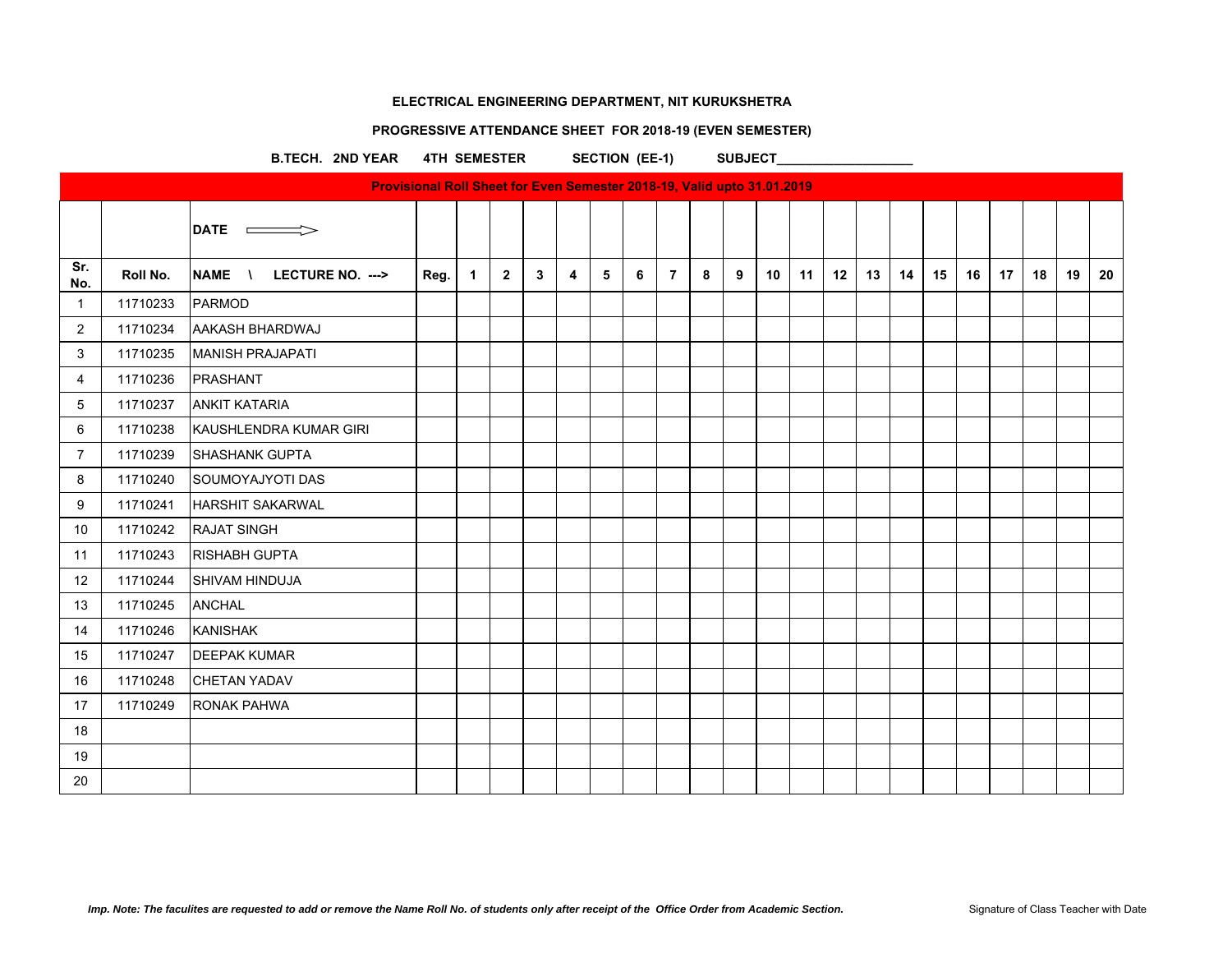**ELECTRICAL ENGINEERING DEPARTMENT, NIT KURUKSHETRA**

**PROGRESSIVE ATTENDANCE SHEET FOR 2018-19 (EVEN SEMESTER)**

**B.TECH. 2ND YEAR 4TH SEMESTER SECTION (EE-1) SUBJECT___________________**

**Provisional Roll Sheet for Even Semester 2018-19, Valid upto 31.01.2019**

| | | DATE ⟹ | | | | | | | | | | | | | | | | | | | | | |
|---|---|---|---|---|---|---|---|---|---|---|---|---|---|---|---|---|---|---|---|---|---|---|---|
| Sr. No. | Roll No. | NAME \ LECTURE NO. ---> | Reg. | 1 | 2 | 3 | 4 | 5 | 6 | 7 | 8 | 9 | 10 | 11 | 12 | 13 | 14 | 15 | 16 | 17 | 18 | 19 | 20 |
| 1 | 11710233 | PARMOD | | | | | | | | | | | | | | | | | | | | | |
| 2 | 11710234 | AAKASH BHARDWAJ | | | | | | | | | | | | | | | | | | | | | |
| 3 | 11710235 | MANISH PRAJAPATI | | | | | | | | | | | | | | | | | | | | | |
| 4 | 11710236 | PRASHANT | | | | | | | | | | | | | | | | | | | | | |
| 5 | 11710237 | ANKIT KATARIA | | | | | | | | | | | | | | | | | | | | | |
| 6 | 11710238 | KAUSHLENDRA KUMAR GIRI | | | | | | | | | | | | | | | | | | | | | |
| 7 | 11710239 | SHASHANK GUPTA | | | | | | | | | | | | | | | | | | | | | |
| 8 | 11710240 | SOUMOYAJYOTI DAS | | | | | | | | | | | | | | | | | | | | | |
| 9 | 11710241 | HARSHIT SAKARWAL | | | | | | | | | | | | | | | | | | | | | |
| 10 | 11710242 | RAJAT SINGH | | | | | | | | | | | | | | | | | | | | | |
| 11 | 11710243 | RISHABH GUPTA | | | | | | | | | | | | | | | | | | | | | |
| 12 | 11710244 | SHIVAM HINDUJA | | | | | | | | | | | | | | | | | | | | | |
| 13 | 11710245 | ANCHAL | | | | | | | | | | | | | | | | | | | | | |
| 14 | 11710246 | KANISHAK | | | | | | | | | | | | | | | | | | | | | |
| 15 | 11710247 | DEEPAK KUMAR | | | | | | | | | | | | | | | | | | | | | |
| 16 | 11710248 | CHETAN YADAV | | | | | | | | | | | | | | | | | | | | | |
| 17 | 11710249 | RONAK PAHWA | | | | | | | | | | | | | | | | | | | | | |
| 18 | | | | | | | | | | | | | | | | | | | | | | | |
| 19 | | | | | | | | | | | | | | | | | | | | | | | |
| 20 | | | | | | | | | | | | | | | | | | | | | | | |

*Imp. Note: The faculites are requested to add or remove the Name Roll No. of students only after receipt of the Office Order from Academic Section.*

Signature of Class Teacher with Date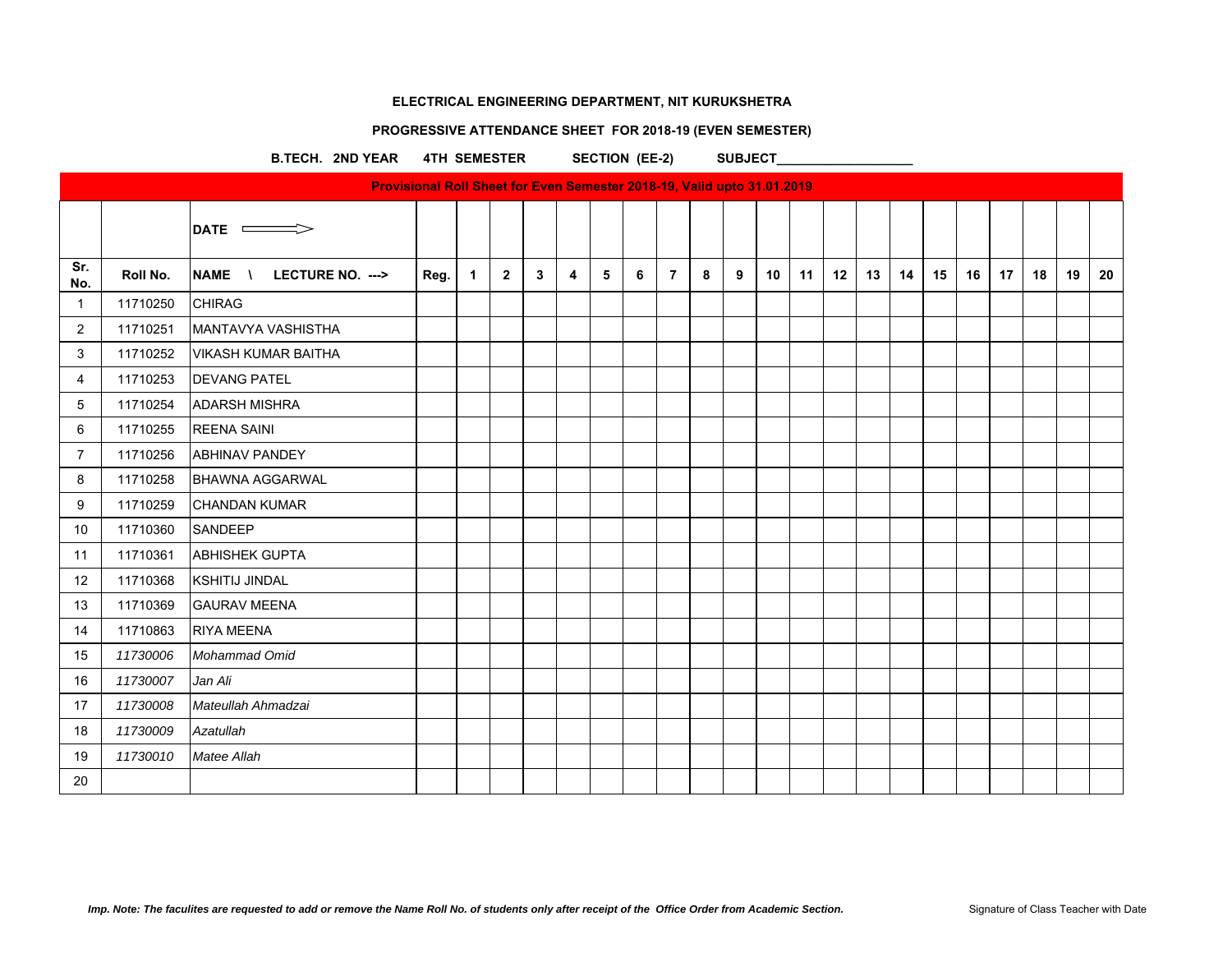**ELECTRICAL ENGINEERING DEPARTMENT, NIT KURUKSHETRA**

**PROGRESSIVE ATTENDANCE SHEET FOR 2018-19 (EVEN SEMESTER)**

**B.TECH. 2ND YEAR 4TH SEMESTER SECTION (EE-2) SUBJECT___________________**

| | | **Provisional Roll Sheet for Even Semester 2018-19, Valid upto 31.01.2019** | | | | | | | | | | | | | | | | | | | | | |
|---|---|---|---|---|---|---|---|---|---|---|---|---|---|---|---|---|---|---|---|---|---|---|---|
| | | **DATE ⟹** | | | | | | | | | | | | | | | | | | | | | |
| **Sr. No.** | **Roll No.** | **NAME \ LECTURE NO. --->** | **Reg.** | **1** | **2** | **3** | **4** | **5** | **6** | **7** | **8** | **9** | **10** | **11** | **12** | **13** | **14** | **15** | **16** | **17** | **18** | **19** | **20** |
| 1 | 11710250 | CHIRAG | | | | | | | | | | | | | | | | | | | | | |
| 2 | 11710251 | MANTAVYA VASHISTHA | | | | | | | | | | | | | | | | | | | | | |
| 3 | 11710252 | VIKASH KUMAR BAITHA | | | | | | | | | | | | | | | | | | | | | |
| 4 | 11710253 | DEVANG PATEL | | | | | | | | | | | | | | | | | | | | | |
| 5 | 11710254 | ADARSH MISHRA | | | | | | | | | | | | | | | | | | | | | |
| 6 | 11710255 | REENA SAINI | | | | | | | | | | | | | | | | | | | | | |
| 7 | 11710256 | ABHINAV PANDEY | | | | | | | | | | | | | | | | | | | | | |
| 8 | 11710258 | BHAWNA AGGARWAL | | | | | | | | | | | | | | | | | | | | | |
| 9 | 11710259 | CHANDAN KUMAR | | | | | | | | | | | | | | | | | | | | | |
| 10 | 11710360 | SANDEEP | | | | | | | | | | | | | | | | | | | | | |
| 11 | 11710361 | ABHISHEK GUPTA | | | | | | | | | | | | | | | | | | | | | |
| 12 | 11710368 | KSHITIJ JINDAL | | | | | | | | | | | | | | | | | | | | | |
| 13 | 11710369 | GAURAV MEENA | | | | | | | | | | | | | | | | | | | | | |
| 14 | 11710863 | RIYA MEENA | | | | | | | | | | | | | | | | | | | | | |
| 15 | *11730006* | *Mohammad Omid* | | | | | | | | | | | | | | | | | | | | | |
| 16 | *11730007* | *Jan Ali* | | | | | | | | | | | | | | | | | | | | | |
| 17 | *11730008* | *Mateullah Ahmadzai* | | | | | | | | | | | | | | | | | | | | | |
| 18 | *11730009* | *Azatullah* | | | | | | | | | | | | | | | | | | | | | |
| 19 | *11730010* | *Matee Allah* | | | | | | | | | | | | | | | | | | | | | |
| 20 | | | | | | | | | | | | | | | | | | | | | | | |

***Imp. Note: The faculites are requested to add or remove the Name Roll No. of students only after receipt of the Office Order from Academic Section.***

Signature of Class Teacher with Date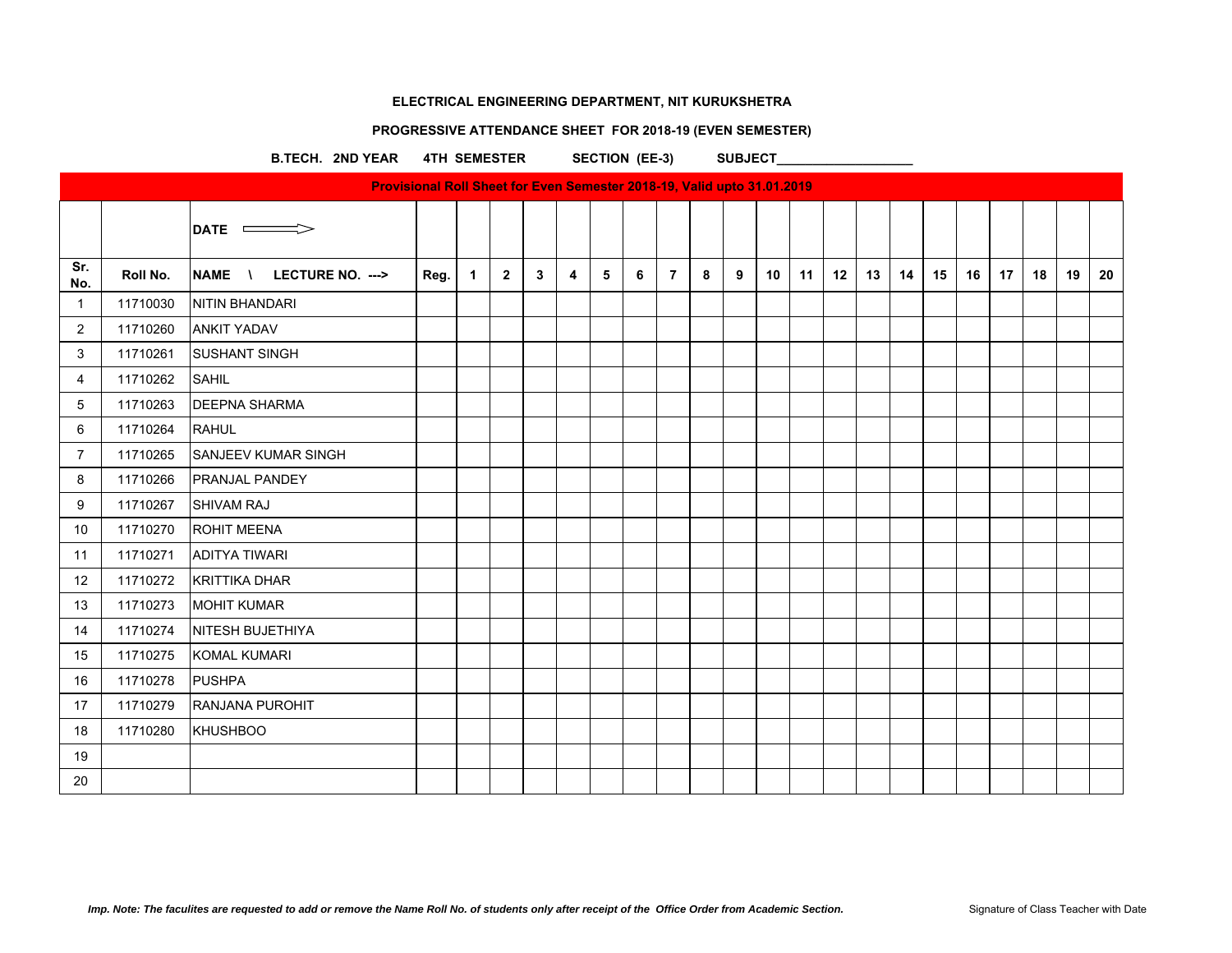**ELECTRICAL ENGINEERING DEPARTMENT, NIT KURUKSHETRA**

**PROGRESSIVE ATTENDANCE SHEET FOR 2018-19 (EVEN SEMESTER)**

**B.TECH. 2ND YEAR 4TH SEMESTER SECTION (EE-3) SUBJECT___________________**

| Provisional Roll Sheet for Even Semester 2018-19, Valid upto 31.01.2019 | | | | | | | | | | | | | | | | | | | | | | | |
|---|---|---|---|---|---|---|---|---|---|---|---|---|---|---|---|---|---|---|---|---|---|---|---|
| | | DATE ⇒ | | | | | | | | | | | | | | | | | | | | | |
| Sr. No. | Roll No. | NAME \ LECTURE NO. ---> | Reg. | 1 | 2 | 3 | 4 | 5 | 6 | 7 | 8 | 9 | 10 | 11 | 12 | 13 | 14 | 15 | 16 | 17 | 18 | 19 | 20 |
| 1 | 11710030 | NITIN BHANDARI | | | | | | | | | | | | | | | | | | | | | |
| 2 | 11710260 | ANKIT YADAV | | | | | | | | | | | | | | | | | | | | | |
| 3 | 11710261 | SUSHANT SINGH | | | | | | | | | | | | | | | | | | | | | |
| 4 | 11710262 | SAHIL | | | | | | | | | | | | | | | | | | | | | |
| 5 | 11710263 | DEEPNA SHARMA | | | | | | | | | | | | | | | | | | | | | |
| 6 | 11710264 | RAHUL | | | | | | | | | | | | | | | | | | | | | |
| 7 | 11710265 | SANJEEV KUMAR SINGH | | | | | | | | | | | | | | | | | | | | | |
| 8 | 11710266 | PRANJAL PANDEY | | | | | | | | | | | | | | | | | | | | | |
| 9 | 11710267 | SHIVAM RAJ | | | | | | | | | | | | | | | | | | | | | |
| 10 | 11710270 | ROHIT MEENA | | | | | | | | | | | | | | | | | | | | | |
| 11 | 11710271 | ADITYA TIWARI | | | | | | | | | | | | | | | | | | | | | |
| 12 | 11710272 | KRITTIKA DHAR | | | | | | | | | | | | | | | | | | | | | |
| 13 | 11710273 | MOHIT KUMAR | | | | | | | | | | | | | | | | | | | | | |
| 14 | 11710274 | NITESH BUJETHIYA | | | | | | | | | | | | | | | | | | | | | |
| 15 | 11710275 | KOMAL KUMARI | | | | | | | | | | | | | | | | | | | | | |
| 16 | 11710278 | PUSHPA | | | | | | | | | | | | | | | | | | | | | |
| 17 | 11710279 | RANJANA PUROHIT | | | | | | | | | | | | | | | | | | | | | |
| 18 | 11710280 | KHUSHBOO | | | | | | | | | | | | | | | | | | | | | |
| 19 | | | | | | | | | | | | | | | | | | | | | | | |
| 20 | | | | | | | | | | | | | | | | | | | | | | | |

***Imp. Note: The faculites are requested to add or remove the Name Roll No. of students only after receipt of the Office Order from Academic Section.***

Signature of Class Teacher with Date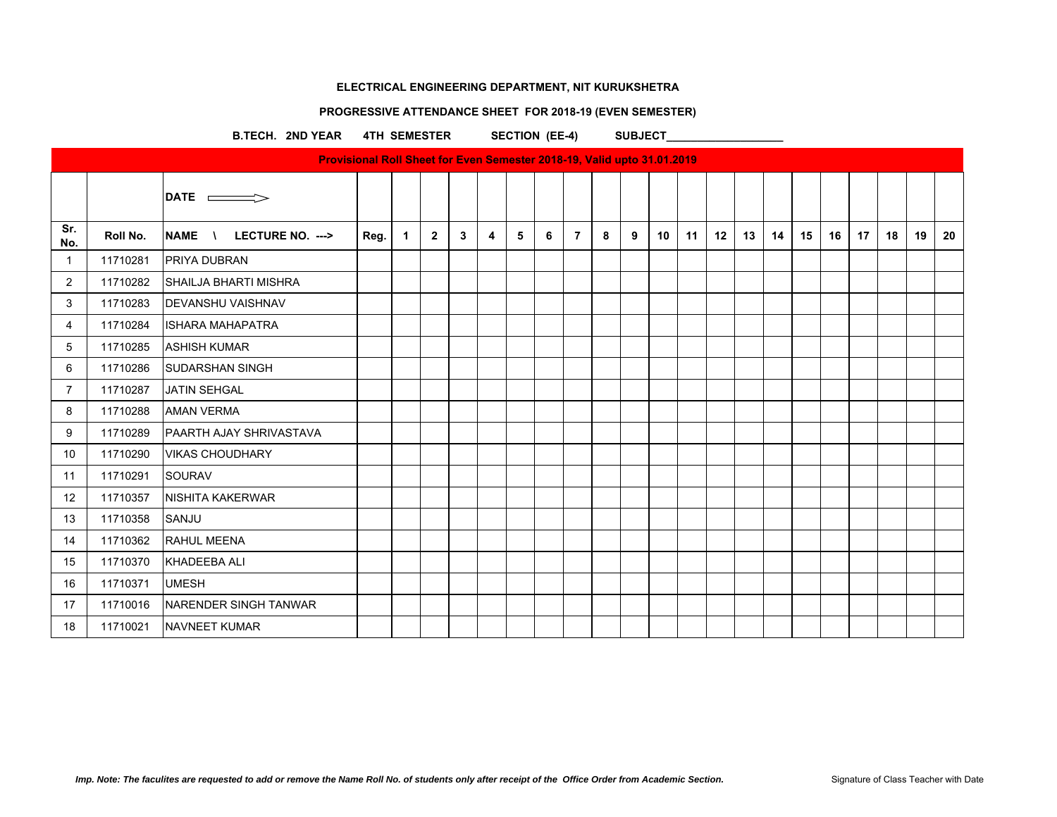**ELECTRICAL ENGINEERING DEPARTMENT, NIT KURUKSHETRA**

**PROGRESSIVE ATTENDANCE SHEET FOR 2018-19 (EVEN SEMESTER)**

**B.TECH. 2ND YEAR 4TH SEMESTER SECTION (EE-4) SUBJECT___________________**

**Provisional Roll Sheet for Even Semester 2018-19, Valid upto 31.01.2019**

| | | DATE ⇒ | | | | | | | | | | | | | | | | | | | | | |
|---|---|---|---|---|---|---|---|---|---|---|---|---|---|---|---|---|---|---|---|---|---|---|---|
| Sr. No. | Roll No. | NAME \ LECTURE NO. ---> | Reg. | 1 | 2 | 3 | 4 | 5 | 6 | 7 | 8 | 9 | 10 | 11 | 12 | 13 | 14 | 15 | 16 | 17 | 18 | 19 | 20 |
| 1 | 11710281 | PRIYA DUBRAN | | | | | | | | | | | | | | | | | | | | | |
| 2 | 11710282 | SHAILJA BHARTI MISHRA | | | | | | | | | | | | | | | | | | | | | |
| 3 | 11710283 | DEVANSHU VAISHNAV | | | | | | | | | | | | | | | | | | | | | |
| 4 | 11710284 | ISHARA MAHAPATRA | | | | | | | | | | | | | | | | | | | | | |
| 5 | 11710285 | ASHISH KUMAR | | | | | | | | | | | | | | | | | | | | | |
| 6 | 11710286 | SUDARSHAN SINGH | | | | | | | | | | | | | | | | | | | | | |
| 7 | 11710287 | JATIN SEHGAL | | | | | | | | | | | | | | | | | | | | | |
| 8 | 11710288 | AMAN VERMA | | | | | | | | | | | | | | | | | | | | | |
| 9 | 11710289 | PAARTH AJAY SHRIVASTAVA | | | | | | | | | | | | | | | | | | | | | |
| 10 | 11710290 | VIKAS CHOUDHARY | | | | | | | | | | | | | | | | | | | | | |
| 11 | 11710291 | SOURAV | | | | | | | | | | | | | | | | | | | | | |
| 12 | 11710357 | NISHITA KAKERWAR | | | | | | | | | | | | | | | | | | | | | |
| 13 | 11710358 | SANJU | | | | | | | | | | | | | | | | | | | | | |
| 14 | 11710362 | RAHUL MEENA | | | | | | | | | | | | | | | | | | | | | |
| 15 | 11710370 | KHADEEBA ALI | | | | | | | | | | | | | | | | | | | | | |
| 16 | 11710371 | UMESH | | | | | | | | | | | | | | | | | | | | | |
| 17 | 11710016 | NARENDER SINGH TANWAR | | | | | | | | | | | | | | | | | | | | | |
| 18 | 11710021 | NAVNEET KUMAR | | | | | | | | | | | | | | | | | | | | | |

***Imp. Note: The faculites are requested to add or remove the Name Roll No. of students only after receipt of the Office Order from Academic Section.***

Signature of Class Teacher with Date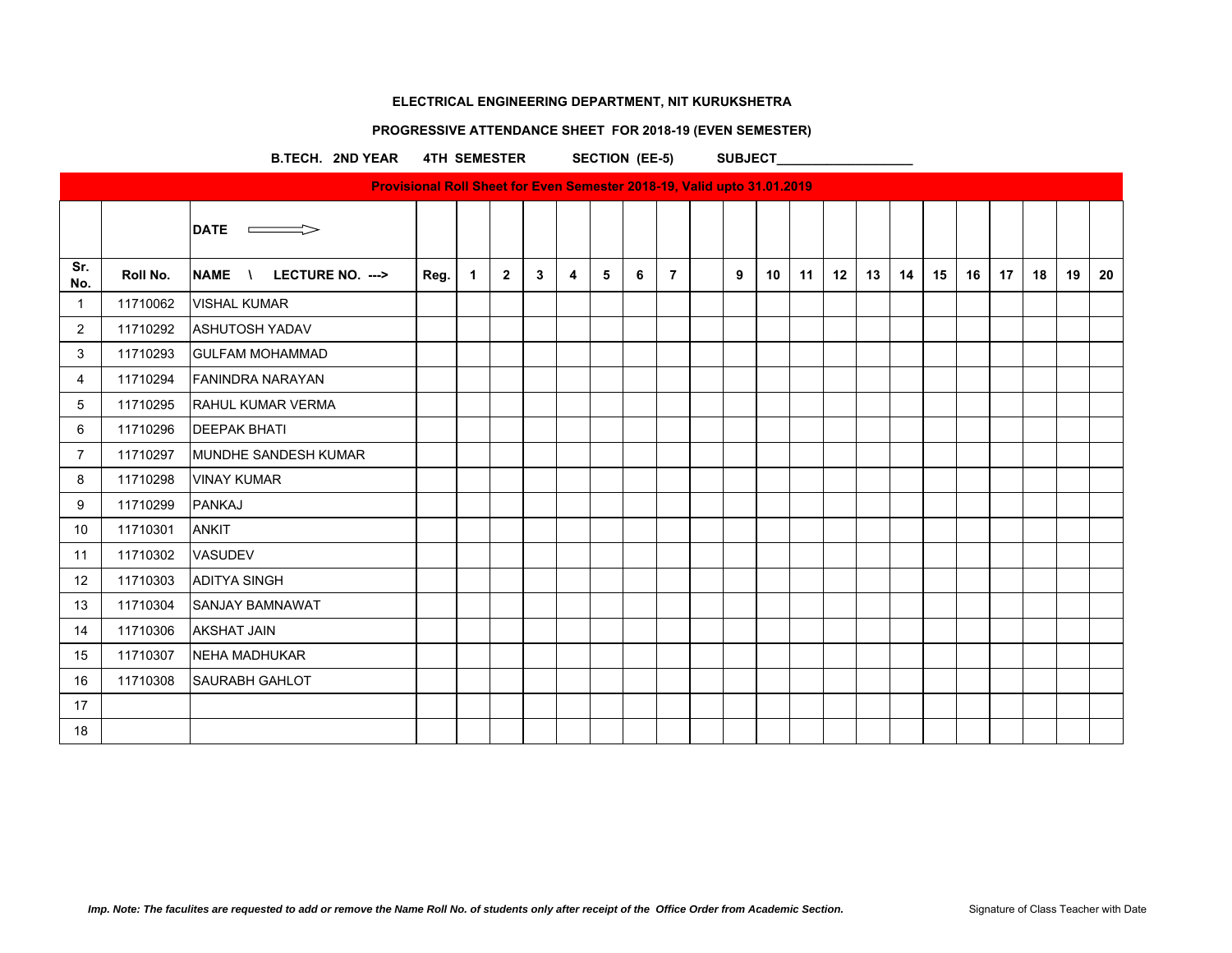**ELECTRICAL ENGINEERING DEPARTMENT, NIT KURUKSHETRA**

**PROGRESSIVE ATTENDANCE SHEET FOR 2018-19 (EVEN SEMESTER)**

**B.TECH. 2ND YEAR    4TH SEMESTER    SECTION (EE-5)    SUBJECT___________________**

**Provisional Roll Sheet for Even Semester 2018-19, Valid upto 31.01.2019**

| | | DATE ⟹ | | | | | | | | | | | | | | | | | | | | | | |
|---|---|---|---|---|---|---|---|---|---|---|---|---|---|---|---|---|---|---|---|---|---|---|---|---|
| Sr. No. | Roll No. | NAME \ LECTURE NO. ---> | Reg. | 1 | 2 | 3 | 4 | 5 | 6 | 7 | | 9 | 10 | 11 | 12 | 13 | 14 | 15 | 16 | 17 | 18 | 19 | 20 |
| 1 | 11710062 | VISHAL KUMAR | | | | | | | | | | | | | | | | | | | | | |
| 2 | 11710292 | ASHUTOSH YADAV | | | | | | | | | | | | | | | | | | | | | |
| 3 | 11710293 | GULFAM MOHAMMAD | | | | | | | | | | | | | | | | | | | | | |
| 4 | 11710294 | FANINDRA NARAYAN | | | | | | | | | | | | | | | | | | | | | |
| 5 | 11710295 | RAHUL KUMAR VERMA | | | | | | | | | | | | | | | | | | | | | |
| 6 | 11710296 | DEEPAK BHATI | | | | | | | | | | | | | | | | | | | | | |
| 7 | 11710297 | MUNDHE SANDESH KUMAR | | | | | | | | | | | | | | | | | | | | | |
| 8 | 11710298 | VINAY KUMAR | | | | | | | | | | | | | | | | | | | | | |
| 9 | 11710299 | PANKAJ | | | | | | | | | | | | | | | | | | | | | |
| 10 | 11710301 | ANKIT | | | | | | | | | | | | | | | | | | | | | |
| 11 | 11710302 | VASUDEV | | | | | | | | | | | | | | | | | | | | | |
| 12 | 11710303 | ADITYA SINGH | | | | | | | | | | | | | | | | | | | | | |
| 13 | 11710304 | SANJAY BAMNAWAT | | | | | | | | | | | | | | | | | | | | | |
| 14 | 11710306 | AKSHAT JAIN | | | | | | | | | | | | | | | | | | | | | |
| 15 | 11710307 | NEHA MADHUKAR | | | | | | | | | | | | | | | | | | | | | |
| 16 | 11710308 | SAURABH GAHLOT | | | | | | | | | | | | | | | | | | | | | |
| 17 | | | | | | | | | | | | | | | | | | | | | | | |
| 18 | | | | | | | | | | | | | | | | | | | | | | | |

*Imp. Note: The faculites are requested to add or remove the Name Roll No. of students only after receipt of the Office Order from Academic Section.*

Signature of Class Teacher with Date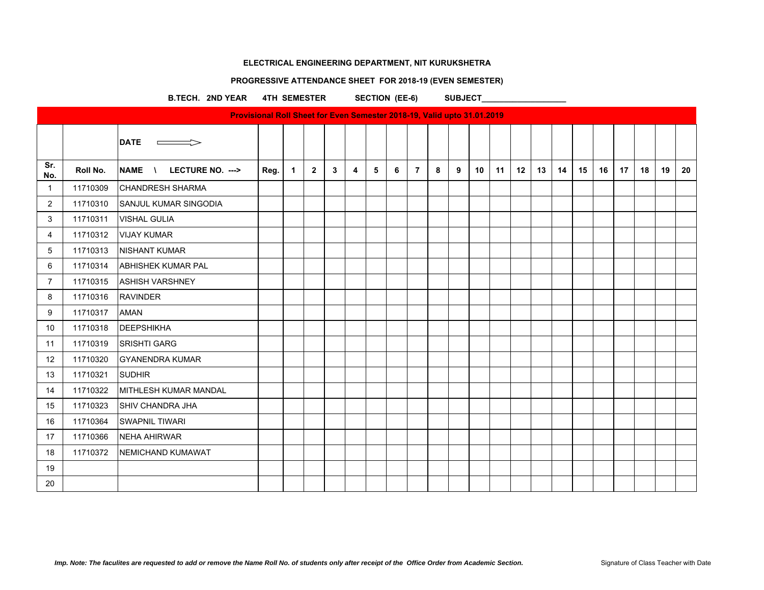**ELECTRICAL ENGINEERING DEPARTMENT, NIT KURUKSHETRA**

**PROGRESSIVE ATTENDANCE SHEET FOR 2018-19 (EVEN SEMESTER)**

**B.TECH. 2ND YEAR 4TH SEMESTER SECTION (EE-6) SUBJECT___________________**

**Provisional Roll Sheet for Even Semester 2018-19, Valid upto 31.01.2019**

| | | DATE ⟹ | | | | | | | | | | | | | | | | | | | | | |
|---|---|---|---|---|---|---|---|---|---|---|---|---|---|---|---|---|---|---|---|---|---|---|---|
| **Sr. No.** | **Roll No.** | **NAME \ LECTURE NO. --->** | **Reg.** | **1** | **2** | **3** | **4** | **5** | **6** | **7** | **8** | **9** | **10** | **11** | **12** | **13** | **14** | **15** | **16** | **17** | **18** | **19** | **20** |
| 1 | 11710309 | CHANDRESH SHARMA | | | | | | | | | | | | | | | | | | | | | |
| 2 | 11710310 | SANJUL KUMAR SINGODIA | | | | | | | | | | | | | | | | | | | | | |
| 3 | 11710311 | VISHAL GULIA | | | | | | | | | | | | | | | | | | | | | |
| 4 | 11710312 | VIJAY KUMAR | | | | | | | | | | | | | | | | | | | | | |
| 5 | 11710313 | NISHANT KUMAR | | | | | | | | | | | | | | | | | | | | | |
| 6 | 11710314 | ABHISHEK KUMAR PAL | | | | | | | | | | | | | | | | | | | | | |
| 7 | 11710315 | ASHISH VARSHNEY | | | | | | | | | | | | | | | | | | | | | |
| 8 | 11710316 | RAVINDER | | | | | | | | | | | | | | | | | | | | | |
| 9 | 11710317 | AMAN | | | | | | | | | | | | | | | | | | | | | |
| 10 | 11710318 | DEEPSHIKHA | | | | | | | | | | | | | | | | | | | | | |
| 11 | 11710319 | SRISHTI GARG | | | | | | | | | | | | | | | | | | | | | |
| 12 | 11710320 | GYANENDRA KUMAR | | | | | | | | | | | | | | | | | | | | | |
| 13 | 11710321 | SUDHIR | | | | | | | | | | | | | | | | | | | | | |
| 14 | 11710322 | MITHLESH KUMAR MANDAL | | | | | | | | | | | | | | | | | | | | | |
| 15 | 11710323 | SHIV CHANDRA JHA | | | | | | | | | | | | | | | | | | | | | |
| 16 | 11710364 | SWAPNIL TIWARI | | | | | | | | | | | | | | | | | | | | | |
| 17 | 11710366 | NEHA AHIRWAR | | | | | | | | | | | | | | | | | | | | | |
| 18 | 11710372 | NEMICHAND KUMAWAT | | | | | | | | | | | | | | | | | | | | | |
| 19 | | | | | | | | | | | | | | | | | | | | | | | |
| 20 | | | | | | | | | | | | | | | | | | | | | | | |

***Imp. Note: The faculites are requested to add or remove the Name Roll No. of students only after receipt of the Office Order from Academic Section.***

Signature of Class Teacher with Date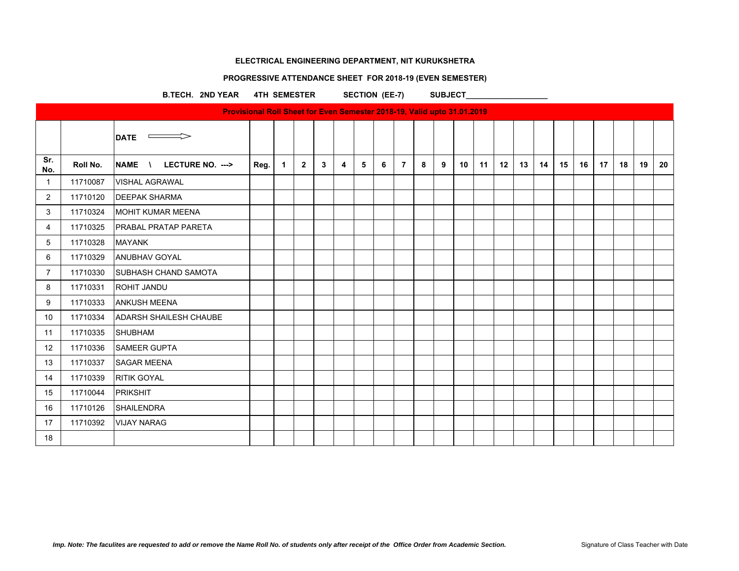**ELECTRICAL ENGINEERING DEPARTMENT, NIT KURUKSHETRA**

**PROGRESSIVE ATTENDANCE SHEET FOR 2018-19 (EVEN SEMESTER)**

**B.TECH. 2ND YEAR 4TH SEMESTER SECTION (EE-7) SUBJECT___________________**

**Provisional Roll Sheet for Even Semester 2018-19, Valid upto 31.01.2019**

| | | DATE ⟹ | | | | | | | | | | | | | | | | | | | | | |
|---|---|---|---|---|---|---|---|---|---|---|---|---|---|---|---|---|---|---|---|---|---|---|---|
| Sr. No. | Roll No. | NAME \ LECTURE NO. ---> | Reg. | 1 | 2 | 3 | 4 | 5 | 6 | 7 | 8 | 9 | 10 | 11 | 12 | 13 | 14 | 15 | 16 | 17 | 18 | 19 | 20 |
| 1 | 11710087 | VISHAL AGRAWAL | | | | | | | | | | | | | | | | | | | | | |
| 2 | 11710120 | DEEPAK SHARMA | | | | | | | | | | | | | | | | | | | | | |
| 3 | 11710324 | MOHIT KUMAR MEENA | | | | | | | | | | | | | | | | | | | | | |
| 4 | 11710325 | PRABAL PRATAP PARETA | | | | | | | | | | | | | | | | | | | | | |
| 5 | 11710328 | MAYANK | | | | | | | | | | | | | | | | | | | | | |
| 6 | 11710329 | ANUBHAV GOYAL | | | | | | | | | | | | | | | | | | | | | |
| 7 | 11710330 | SUBHASH CHAND SAMOTA | | | | | | | | | | | | | | | | | | | | | |
| 8 | 11710331 | ROHIT JANDU | | | | | | | | | | | | | | | | | | | | | |
| 9 | 11710333 | ANKUSH MEENA | | | | | | | | | | | | | | | | | | | | | |
| 10 | 11710334 | ADARSH SHAILESH CHAUBE | | | | | | | | | | | | | | | | | | | | | |
| 11 | 11710335 | SHUBHAM | | | | | | | | | | | | | | | | | | | | | |
| 12 | 11710336 | SAMEER GUPTA | | | | | | | | | | | | | | | | | | | | | |
| 13 | 11710337 | SAGAR MEENA | | | | | | | | | | | | | | | | | | | | | |
| 14 | 11710339 | RITIK GOYAL | | | | | | | | | | | | | | | | | | | | | |
| 15 | 11710044 | PRIKSHIT | | | | | | | | | | | | | | | | | | | | | |
| 16 | 11710126 | SHAILENDRA | | | | | | | | | | | | | | | | | | | | | |
| 17 | 11710392 | VIJAY NARAG | | | | | | | | | | | | | | | | | | | | | |
| 18 | | | | | | | | | | | | | | | | | | | | | | | |

*Imp. Note: The faculites are requested to add or remove the Name Roll No. of students only after receipt of the Office Order from Academic Section.*

Signature of Class Teacher with Date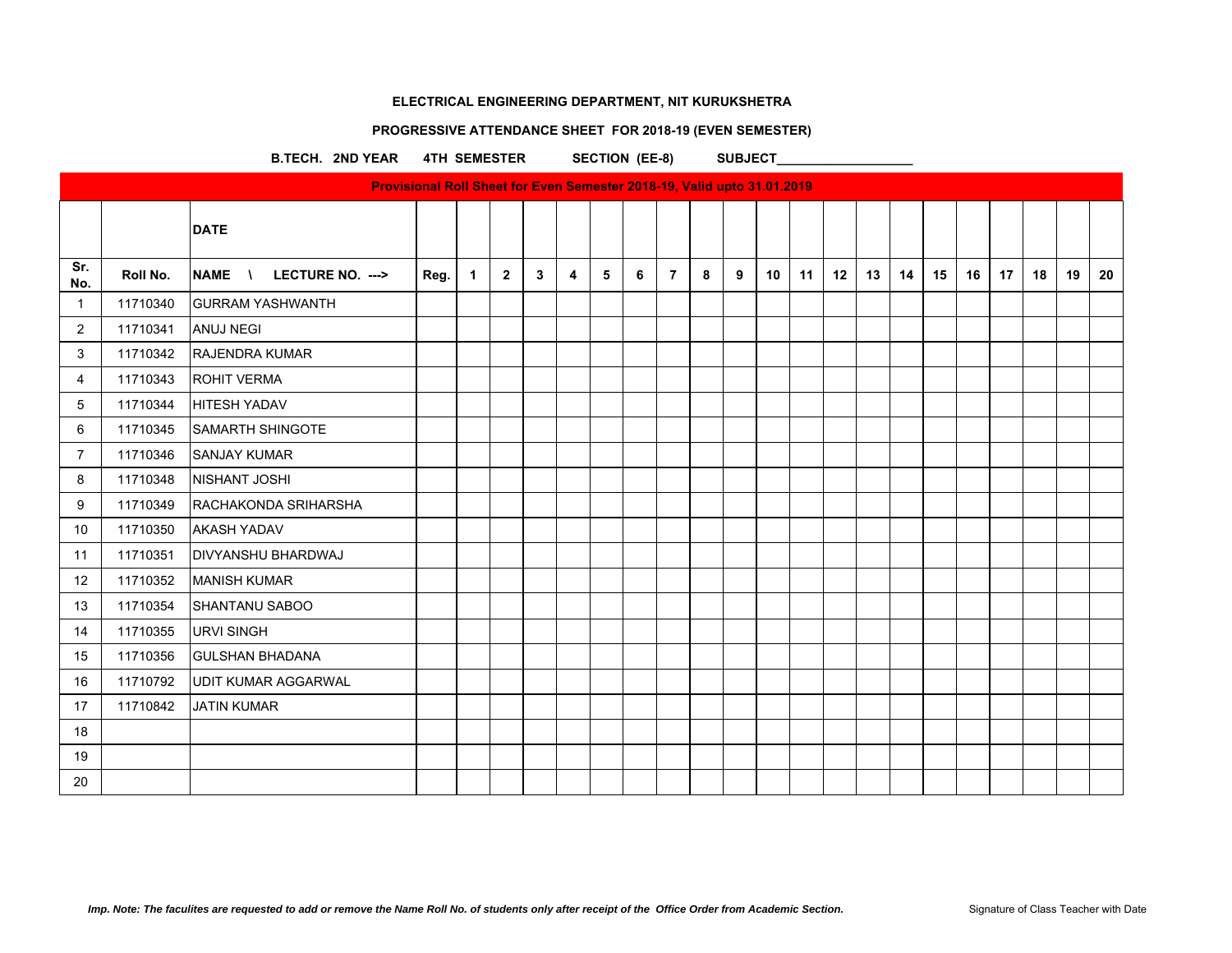**ELECTRICAL ENGINEERING DEPARTMENT, NIT KURUKSHETRA**

**PROGRESSIVE ATTENDANCE SHEET FOR 2018-19 (EVEN SEMESTER)**

**B.TECH. 2ND YEAR 4TH SEMESTER SECTION (EE-8) SUBJECT___________________**

**Provisional Roll Sheet for Even Semester 2018-19, Valid upto 31.01.2019**

| | | DATE | | | | | | | | | | | | | | | | | | | | | |
|---|---|---|---|---|---|---|---|---|---|---|---|---|---|---|---|---|---|---|---|---|---|---|---|
| Sr. No. | Roll No. | NAME \ LECTURE NO. ---> | Reg. | 1 | 2 | 3 | 4 | 5 | 6 | 7 | 8 | 9 | 10 | 11 | 12 | 13 | 14 | 15 | 16 | 17 | 18 | 19 | 20 |
| 1 | 11710340 | GURRAM YASHWANTH | | | | | | | | | | | | | | | | | | | | | |
| 2 | 11710341 | ANUJ NEGI | | | | | | | | | | | | | | | | | | | | | |
| 3 | 11710342 | RAJENDRA KUMAR | | | | | | | | | | | | | | | | | | | | | |
| 4 | 11710343 | ROHIT VERMA | | | | | | | | | | | | | | | | | | | | | |
| 5 | 11710344 | HITESH YADAV | | | | | | | | | | | | | | | | | | | | | |
| 6 | 11710345 | SAMARTH SHINGOTE | | | | | | | | | | | | | | | | | | | | | |
| 7 | 11710346 | SANJAY KUMAR | | | | | | | | | | | | | | | | | | | | | |
| 8 | 11710348 | NISHANT JOSHI | | | | | | | | | | | | | | | | | | | | | |
| 9 | 11710349 | RACHAKONDA SRIHARSHA | | | | | | | | | | | | | | | | | | | | | |
| 10 | 11710350 | AKASH YADAV | | | | | | | | | | | | | | | | | | | | | |
| 11 | 11710351 | DIVYANSHU BHARDWAJ | | | | | | | | | | | | | | | | | | | | | |
| 12 | 11710352 | MANISH KUMAR | | | | | | | | | | | | | | | | | | | | | |
| 13 | 11710354 | SHANTANU SABOO | | | | | | | | | | | | | | | | | | | | | |
| 14 | 11710355 | URVI SINGH | | | | | | | | | | | | | | | | | | | | | |
| 15 | 11710356 | GULSHAN BHADANA | | | | | | | | | | | | | | | | | | | | | |
| 16 | 11710792 | UDIT KUMAR AGGARWAL | | | | | | | | | | | | | | | | | | | | | |
| 17 | 11710842 | JATIN KUMAR | | | | | | | | | | | | | | | | | | | | | |
| 18 | | | | | | | | | | | | | | | | | | | | | | | |
| 19 | | | | | | | | | | | | | | | | | | | | | | | |
| 20 | | | | | | | | | | | | | | | | | | | | | | | |

***Imp. Note: The faculites are requested to add or remove the Name Roll No. of students only after receipt of the Office Order from Academic Section.***

Signature of Class Teacher with Date